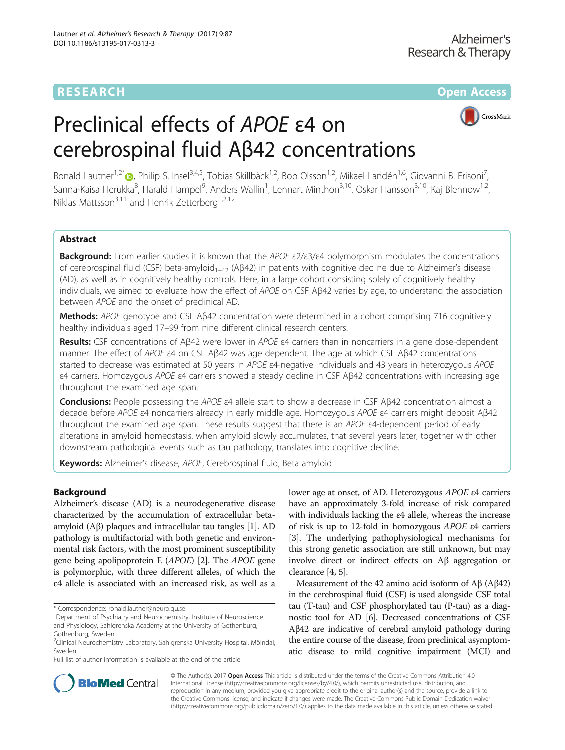RESEARCH Open Access

# Preclinical effects of *APOE* ε4 on cerebrospinal fluid Aβ42 concentrations

Ronald Lautner[1,2*], Philip S. Insel[3,4,5], Tobias Skillbäck[1,2], Bob Olsson[1,2], Mikael Landén[1,6], Giovanni B. Frisoni[7], Sanna-Kaisa Herukka[8], Harald Hampel[9], Anders Wallin[1], Lennart Minthon[3,10], Oskar Hansson[3,10], Kaj Blennow[1,2], Niklas Mattsson[3,11] and Henrik Zetterberg[1,2,12]

## Abstract

**Background:** From earlier studies it is known that the *APOE* ε2/ε3/ε4 polymorphism modulates the concentrations of cerebrospinal fluid (CSF) beta-amyloid$_{1-42}$ (Aβ42) in patients with cognitive decline due to Alzheimer's disease (AD), as well as in cognitively healthy controls. Here, in a large cohort consisting solely of cognitively healthy individuals, we aimed to evaluate how the effect of *APOE* on CSF Aβ42 varies by age, to understand the association between *APOE* and the onset of preclinical AD.

**Methods:** *APOE* genotype and CSF Aβ42 concentration were determined in a cohort comprising 716 cognitively healthy individuals aged 17–99 from nine different clinical research centers.

**Results:** CSF concentrations of Aβ42 were lower in *APOE* ε4 carriers than in noncarriers in a gene dose-dependent manner. The effect of *APOE* ε4 on CSF Aβ42 was age dependent. The age at which CSF Aβ42 concentrations started to decrease was estimated at 50 years in *APOE* ε4-negative individuals and 43 years in heterozygous *APOE* ε4 carriers. Homozygous *APOE* ε4 carriers showed a steady decline in CSF Aβ42 concentrations with increasing age throughout the examined age span.

**Conclusions:** People possessing the *APOE* ε4 allele start to show a decrease in CSF Aβ42 concentration almost a decade before *APOE* ε4 noncarriers already in early middle age. Homozygous *APOE* ε4 carriers might deposit Aβ42 throughout the examined age span. These results suggest that there is an *APOE* ε4-dependent period of early alterations in amyloid homeostasis, when amyloid slowly accumulates, that several years later, together with other downstream pathological events such as tau pathology, translates into cognitive decline.

**Keywords:** Alzheimer's disease, *APOE*, Cerebrospinal fluid, Beta amyloid

## Background

Alzheimer's disease (AD) is a neurodegenerative disease characterized by the accumulation of extracellular beta-amyloid (Aβ) plaques and intracellular tau tangles [1]. AD pathology is multifactorial with both genetic and environmental risk factors, with the most prominent susceptibility gene being apolipoprotein E (*APOE*) [2]. The *APOE* gene is polymorphic, with three different alleles, of which the ε4 allele is associated with an increased risk, as well as a lower age at onset, of AD. Heterozygous *APOE* ε4 carriers have an approximately 3-fold increase of risk compared with individuals lacking the ε4 allele, whereas the increase of risk is up to 12-fold in homozygous *APOE* ε4 carriers [3]. The underlying pathophysiological mechanisms for this strong genetic association are still unknown, but may involve direct or indirect effects on Aβ aggregation or clearance [4, 5].

Measurement of the 42 amino acid isoform of Aβ (Aβ42) in the cerebrospinal fluid (CSF) is used alongside CSF total tau (T-tau) and CSF phosphorylated tau (P-tau) as a diagnostic tool for AD [6]. Decreased concentrations of CSF Aβ42 are indicative of cerebral amyloid pathology during the entire course of the disease, from preclinical asymptomatic disease to mild cognitive impairment (MCI) and

\* Correspondence: ronald.lautner@neuro.gu.se

[1]Department of Psychiatry and Neurochemistry, Institute of Neuroscience and Physiology, Sahlgrenska Academy at the University of Gothenburg, Gothenburg, Sweden

[2]Clinical Neurochemistry Laboratory, Sahlgrenska University Hospital, Mölndal, Sweden

Full list of author information is available at the end of the article

© The Author(s). 2017 **Open Access** This article is distributed under the terms of the Creative Commons Attribution 4.0 International License (http://creativecommons.org/licenses/by/4.0/), which permits unrestricted use, distribution, and reproduction in any medium, provided you give appropriate credit to the original author(s) and the source, provide a link to the Creative Commons license, and indicate if changes were made. The Creative Commons Public Domain Dedication waiver (http://creativecommons.org/publicdomain/zero/1.0/) applies to the data made available in this article, unless otherwise stated.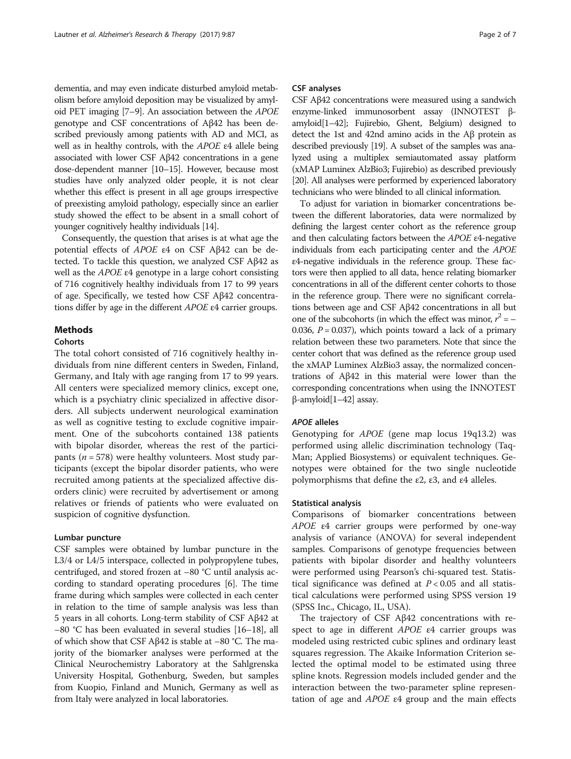dementia, and may even indicate disturbed amyloid metabolism before amyloid deposition may be visualized by amyloid PET imaging [7–9]. An association between the *APOE* genotype and CSF concentrations of Aβ42 has been described previously among patients with AD and MCI, as well as in healthy controls, with the *APOE* ε4 allele being associated with lower CSF Aβ42 concentrations in a gene dose-dependent manner [10–15]. However, because most studies have only analyzed older people, it is not clear whether this effect is present in all age groups irrespective of preexisting amyloid pathology, especially since an earlier study showed the effect to be absent in a small cohort of younger cognitively healthy individuals [14].

Consequently, the question that arises is at what age the potential effects of *APOE* ε4 on CSF Aβ42 can be detected. To tackle this question, we analyzed CSF Aβ42 as well as the *APOE* ε4 genotype in a large cohort consisting of 716 cognitively healthy individuals from 17 to 99 years of age. Specifically, we tested how CSF Aβ42 concentrations differ by age in the different *APOE* ε4 carrier groups.

## Methods

### Cohorts

The total cohort consisted of 716 cognitively healthy individuals from nine different centers in Sweden, Finland, Germany, and Italy with age ranging from 17 to 99 years. All centers were specialized memory clinics, except one, which is a psychiatry clinic specialized in affective disorders. All subjects underwent neurological examination as well as cognitive testing to exclude cognitive impairment. One of the subcohorts contained 138 patients with bipolar disorder, whereas the rest of the participants ($n = 578$) were healthy volunteers. Most study participants (except the bipolar disorder patients, who were recruited among patients at the specialized affective disorders clinic) were recruited by advertisement or among relatives or friends of patients who were evaluated on suspicion of cognitive dysfunction.

### Lumbar puncture

CSF samples were obtained by lumbar puncture in the L3/4 or L4/5 interspace, collected in polypropylene tubes, centrifuged, and stored frozen at −80 °C until analysis according to standard operating procedures [6]. The time frame during which samples were collected in each center in relation to the time of sample analysis was less than 5 years in all cohorts. Long-term stability of CSF Aβ42 at −80 °C has been evaluated in several studies [16–18], all of which show that CSF Aβ42 is stable at −80 °C. The majority of the biomarker analyses were performed at the Clinical Neurochemistry Laboratory at the Sahlgrenska University Hospital, Gothenburg, Sweden, but samples from Kuopio, Finland and Munich, Germany as well as from Italy were analyzed in local laboratories.

### CSF analyses

CSF Aβ42 concentrations were measured using a sandwich enzyme-linked immunosorbent assay (INNOTEST β-amyloid[1–42]; Fujirebio, Ghent, Belgium) designed to detect the 1st and 42nd amino acids in the Aβ protein as described previously [19]. A subset of the samples was analyzed using a multiplex semiautomated assay platform (xMAP Luminex AlzBio3; Fujirebio) as described previously [20]. All analyses were performed by experienced laboratory technicians who were blinded to all clinical information.

To adjust for variation in biomarker concentrations between the different laboratories, data were normalized by defining the largest center cohort as the reference group and then calculating factors between the *APOE* ε4-negative individuals from each participating center and the *APOE* ε4-negative individuals in the reference group. These factors were then applied to all data, hence relating biomarker concentrations in all of the different center cohorts to those in the reference group. There were no significant correlations between age and CSF Aβ42 concentrations in all but one of the subcohorts (in which the effect was minor, $r^2 = -0.036$, $P = 0.037$), which points toward a lack of a primary relation between these two parameters. Note that since the center cohort that was defined as the reference group used the xMAP Luminex AlzBio3 assay, the normalized concentrations of Aβ42 in this material were lower than the corresponding concentrations when using the INNOTEST β-amyloid[1–42] assay.

### *APOE* alleles

Genotyping for *APOE* (gene map locus 19q13.2) was performed using allelic discrimination technology (TaqMan; Applied Biosystems) or equivalent techniques. Genotypes were obtained for the two single nucleotide polymorphisms that define the ε2, ε3, and ε4 alleles.

### Statistical analysis

Comparisons of biomarker concentrations between *APOE* ε4 carrier groups were performed by one-way analysis of variance (ANOVA) for several independent samples. Comparisons of genotype frequencies between patients with bipolar disorder and healthy volunteers were performed using Pearson's chi-squared test. Statistical significance was defined at $P < 0.05$ and all statistical calculations were performed using SPSS version 19 (SPSS Inc., Chicago, IL, USA).

The trajectory of CSF Aβ42 concentrations with respect to age in different *APOE* ε4 carrier groups was modeled using restricted cubic splines and ordinary least squares regression. The Akaike Information Criterion selected the optimal model to be estimated using three spline knots. Regression models included gender and the interaction between the two-parameter spline representation of age and *APOE* ε4 group and the main effects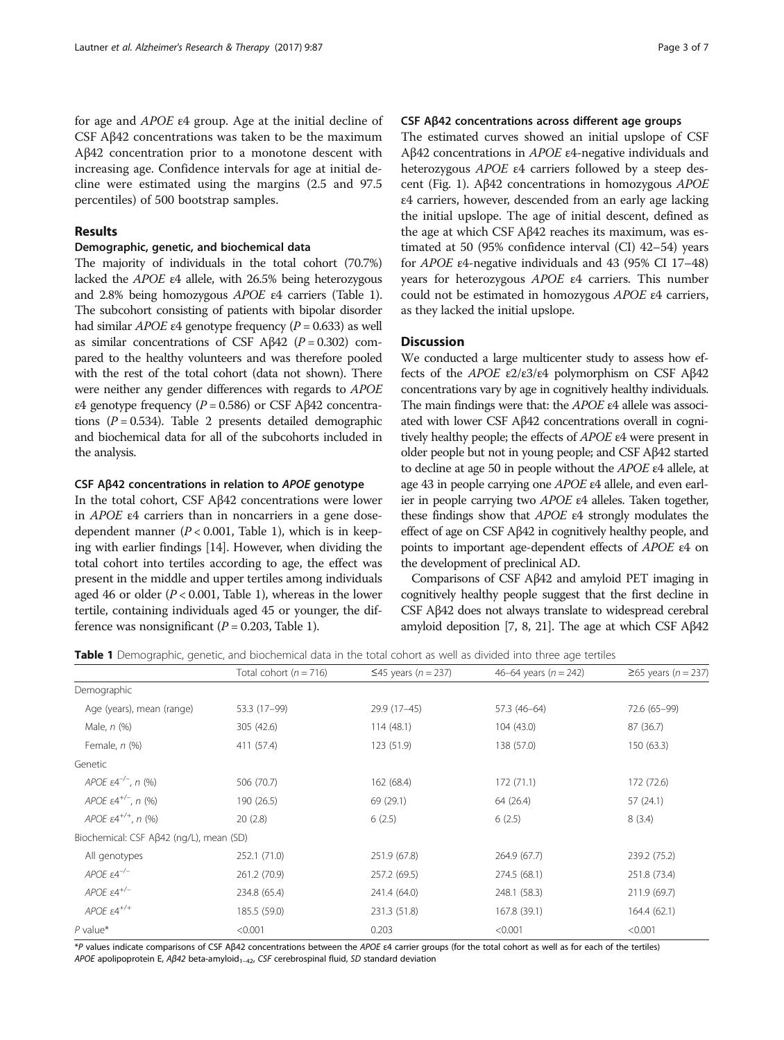for age and *APOE* ε4 group. Age at the initial decline of CSF Aβ42 concentrations was taken to be the maximum Aβ42 concentration prior to a monotone descent with increasing age. Confidence intervals for age at initial decline were estimated using the margins (2.5 and 97.5 percentiles) of 500 bootstrap samples.

## Results

### Demographic, genetic, and biochemical data

The majority of individuals in the total cohort (70.7%) lacked the *APOE* ε4 allele, with 26.5% being heterozygous and 2.8% being homozygous *APOE* ε4 carriers (Table 1). The subcohort consisting of patients with bipolar disorder had similar *APOE* ε4 genotype frequency ($P = 0.633$) as well as similar concentrations of CSF Aβ42 ($P = 0.302$) compared to the healthy volunteers and was therefore pooled with the rest of the total cohort (data not shown). There were neither any gender differences with regards to *APOE* ε4 genotype frequency ($P = 0.586$) or CSF Aβ42 concentrations ($P = 0.534$). Table 2 presents detailed demographic and biochemical data for all of the subcohorts included in the analysis.

### CSF Aβ42 concentrations in relation to *APOE* genotype

In the total cohort, CSF Aβ42 concentrations were lower in *APOE* ε4 carriers than in noncarriers in a gene dose-dependent manner ($P < 0.001$, Table 1), which is in keeping with earlier findings [14]. However, when dividing the total cohort into tertiles according to age, the effect was present in the middle and upper tertiles among individuals aged 46 or older ($P < 0.001$, Table 1), whereas in the lower tertile, containing individuals aged 45 or younger, the difference was nonsignificant ($P = 0.203$, Table 1).

### CSF Aβ42 concentrations across different age groups

The estimated curves showed an initial upslope of CSF Aβ42 concentrations in *APOE* ε4-negative individuals and heterozygous *APOE* ε4 carriers followed by a steep descent (Fig. 1). Aβ42 concentrations in homozygous *APOE* ε4 carriers, however, descended from an early age lacking the initial upslope. The age of initial descent, defined as the age at which CSF Aβ42 reaches its maximum, was estimated at 50 (95% confidence interval (CI) 42–54) years for *APOE* ε4-negative individuals and 43 (95% CI 17–48) years for heterozygous *APOE* ε4 carriers. This number could not be estimated in homozygous *APOE* ε4 carriers, as they lacked the initial upslope.

## Discussion

We conducted a large multicenter study to assess how effects of the *APOE* ε2/ε3/ε4 polymorphism on CSF Aβ42 concentrations vary by age in cognitively healthy individuals. The main findings were that: the *APOE* ε4 allele was associated with lower CSF Aβ42 concentrations overall in cognitively healthy people; the effects of *APOE* ε4 were present in older people but not in young people; and CSF Aβ42 started to decline at age 50 in people without the *APOE* ε4 allele, at age 43 in people carrying one *APOE* ε4 allele, and even earlier in people carrying two *APOE* ε4 alleles. Taken together, these findings show that *APOE* ε4 strongly modulates the effect of age on CSF Aβ42 in cognitively healthy people, and points to important age-dependent effects of *APOE* ε4 on the development of preclinical AD.

Comparisons of CSF Aβ42 and amyloid PET imaging in cognitively healthy people suggest that the first decline in CSF Aβ42 does not always translate to widespread cerebral amyloid deposition [7, 8, 21]. The age at which CSF Aβ42

**Table 1** Demographic, genetic, and biochemical data in the total cohort as well as divided into three age tertiles

| | Total cohort ($n = 716$) | ≤45 years ($n = 237$) | 46–64 years ($n = 242$) | ≥65 years ($n = 237$) |
|---|---|---|---|---|
| Demographic | | | | |
| Age (years), mean (range) | 53.3 (17–99) | 29.9 (17–45) | 57.3 (46–64) | 72.6 (65–99) |
| Male, *n* (%) | 305 (42.6) | 114 (48.1) | 104 (43.0) | 87 (36.7) |
| Female, *n* (%) | 411 (57.4) | 123 (51.9) | 138 (57.0) | 150 (63.3) |
| Genetic | | | | |
| *APOE* $\varepsilon4^{-/-}$, *n* (%) | 506 (70.7) | 162 (68.4) | 172 (71.1) | 172 (72.6) |
| *APOE* $\varepsilon4^{+/-}$, *n* (%) | 190 (26.5) | 69 (29.1) | 64 (26.4) | 57 (24.1) |
| *APOE* $\varepsilon4^{+/+}$, *n* (%) | 20 (2.8) | 6 (2.5) | 6 (2.5) | 8 (3.4) |
| Biochemical: CSF Aβ42 (ng/L), mean (SD) | | | | |
| All genotypes | 252.1 (71.0) | 251.9 (67.8) | 264.9 (67.7) | 239.2 (75.2) |
| *APOE* $\varepsilon4^{-/-}$ | 261.2 (70.9) | 257.2 (69.5) | 274.5 (68.1) | 251.8 (73.4) |
| *APOE* $\varepsilon4^{+/-}$ | 234.8 (65.4) | 241.4 (64.0) | 248.1 (58.3) | 211.9 (69.7) |
| *APOE* $\varepsilon4^{+/+}$ | 185.5 (59.0) | 231.3 (51.8) | 167.8 (39.1) | 164.4 (62.1) |
| *P* value* | <0.001 | 0.203 | <0.001 | <0.001 |

**P* values indicate comparisons of CSF Aβ42 concentrations between the *APOE* ε4 carrier groups (for the total cohort as well as for each of the tertiles)
*APOE* apolipoprotein E, *Aβ42* beta-amyloid$_{1-42}$, *CSF* cerebrospinal fluid, *SD* standard deviation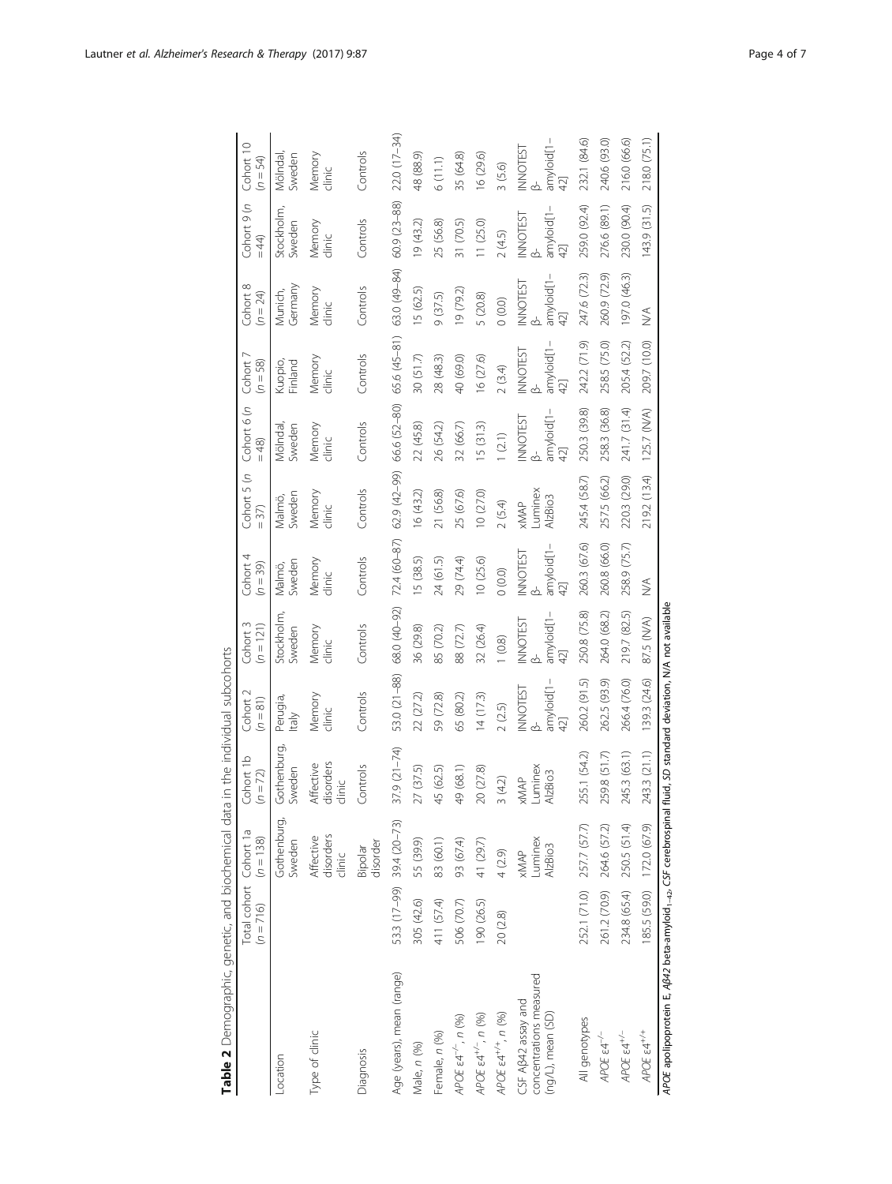**Table 2** Demographic, genetic, and biochemical data in the individual subcohorts

| | Total cohort ($n = 716$) | Cohort 1a ($n = 138$) | Cohort 1b ($n = 72$) | Cohort 2 ($n = 81$) | Cohort 3 ($n = 121$) | Cohort 4 ($n = 39$) | Cohort 5 ($n = 37$) | Cohort 6 ($n = 48$) | Cohort 7 ($n = 58$) | Cohort 8 ($n = 24$) | Cohort 9 ($n = 44$) | Cohort 10 ($n = 54$) |
|---|---|---|---|---|---|---|---|---|---|---|---|---|
| Location | | Gothenburg, Sweden | Gothenburg, Sweden | Perugia, Italy | Stockholm, Sweden | Malmö, Sweden | Malmö, Sweden | Mölndal, Sweden | Kuopio, Finland | Munich, Germany | Stockholm, Sweden | Mölndal, Sweden |
| Type of clinic | | Affective disorders clinic | Affective disorders clinic | Memory clinic | Memory clinic | Memory clinic | Memory clinic | Memory clinic | Memory clinic | Memory clinic | Memory clinic | Memory clinic |
| Diagnosis | | Bipolar disorder | Controls | Controls | Controls | Controls | Controls | Controls | Controls | Controls | Controls | Controls |
| Age (years), mean (range) | 53.3 (17–99) | 39.4 (20–73) | 37.9 (21–74) | 53.0 (21–88) | 68.0 (40–92) | 72.4 (60–87) | 62.9 (42–99) | 66.6 (52–80) | 65.6 (45–81) | 63.0 (49–84) | 60.9 (23–88) | 22.0 (17–34) |
| Male, n (%) | 305 (42.6) | 55 (39.9) | 27 (37.5) | 22 (27.2) | 36 (29.8) | 15 (38.5) | 16 (43.2) | 22 (45.8) | 30 (51.7) | 15 (62.5) | 19 (43.2) | 48 (88.9) |
| Female, n (%) | 411 (57.4) | 83 (60.1) | 45 (62.5) | 59 (72.8) | 85 (70.2) | 24 (61.5) | 21 (56.8) | 26 (54.2) | 28 (48.3) | 9 (37.5) | 25 (56.8) | 6 (11.1) |
| *APOE* $\varepsilon4^{-/-}$, n (%) | 506 (70.7) | 93 (67.4) | 49 (68.1) | 65 (80.2) | 88 (72.7) | 29 (74.4) | 25 (67.6) | 32 (66.7) | 40 (69.0) | 19 (79.2) | 31 (70.5) | 35 (64.8) |
| *APOE* $\varepsilon4^{+/-}$, n (%) | 190 (26.5) | 41 (29.7) | 20 (27.8) | 14 (17.3) | 32 (26.4) | 10 (25.6) | 10 (27.0) | 15 (31.3) | 16 (27.6) | 5 (20.8) | 11 (25.0) | 16 (29.6) |
| *APOE* $\varepsilon4^{+/+}$, n (%) | 20 (2.8) | 4 (2.9) | 3 (4.2) | 2 (2.5) | 1 (0.8) | 0 (0.0) | 2 (5.4) | 1 (2.1) | 2 (3.4) | 0 (0.0) | 2 (4.5) | 3 (5.6) |
| CSF Aβ42 assay and concentrations measured (ng/L), mean (SD) | | xMAP Luminex AlzBio3 | xMAP Luminex AlzBio3 | INNOTEST β-amyloid[1–42] | INNOTEST β-amyloid[1–42] | INNOTEST β-amyloid[1–42] | xMAP Luminex AlzBio3 | INNOTEST β-amyloid[1–42] | INNOTEST β-amyloid[1–42] | INNOTEST β-amyloid[1–42] | INNOTEST β-amyloid[1–42] | INNOTEST β-amyloid[1–42] |
| All genotypes | 252.1 (71.0) | 257.7 (57.7) | 255.1 (54.2) | 260.2 (91.5) | 250.8 (75.8) | 260.3 (67.6) | 245.4 (58.7) | 250.3 (39.8) | 242.2 (71.9) | 247.6 (72.3) | 259.0 (92.4) | 232.1 (84.6) |
| *APOE* $\varepsilon4^{-/-}$ | 261.2 (70.9) | 264.6 (57.2) | 259.8 (51.7) | 262.5 (93.9) | 264.0 (68.2) | 260.8 (66.0) | 257.5 (66.2) | 258.3 (36.8) | 258.5 (75.0) | 260.9 (72.9) | 276.6 (89.1) | 240.6 (93.0) |
| *APOE* $\varepsilon4^{+/-}$ | 234.8 (65.4) | 250.5 (51.4) | 245.3 (63.1) | 266.4 (76.0) | 219.7 (82.5) | 258.9 (75.7) | 220.3 (29.0) | 241.7 (31.4) | 205.4 (52.2) | 197.0 (46.3) | 230.0 (90.4) | 216.0 (66.6) |
| *APOE* $\varepsilon4^{+/+}$ | 185.5 (59.0) | 172.0 (67.9) | 243.3 (21.1) | 139.3 (24.6) | 87.5 (N/A) | N/A | 219.2 (13.4) | 125.7 (N/A) | 209.7 (10.0) | N/A | 143.9 (31.5) | 218.0 (75.1) |

*APOE* apolipoprotein E, *Aβ42* beta-amyloid$_{1-42}$, *CSF* cerebrospinal fluid, *SD* standard deviation, *N/A* not available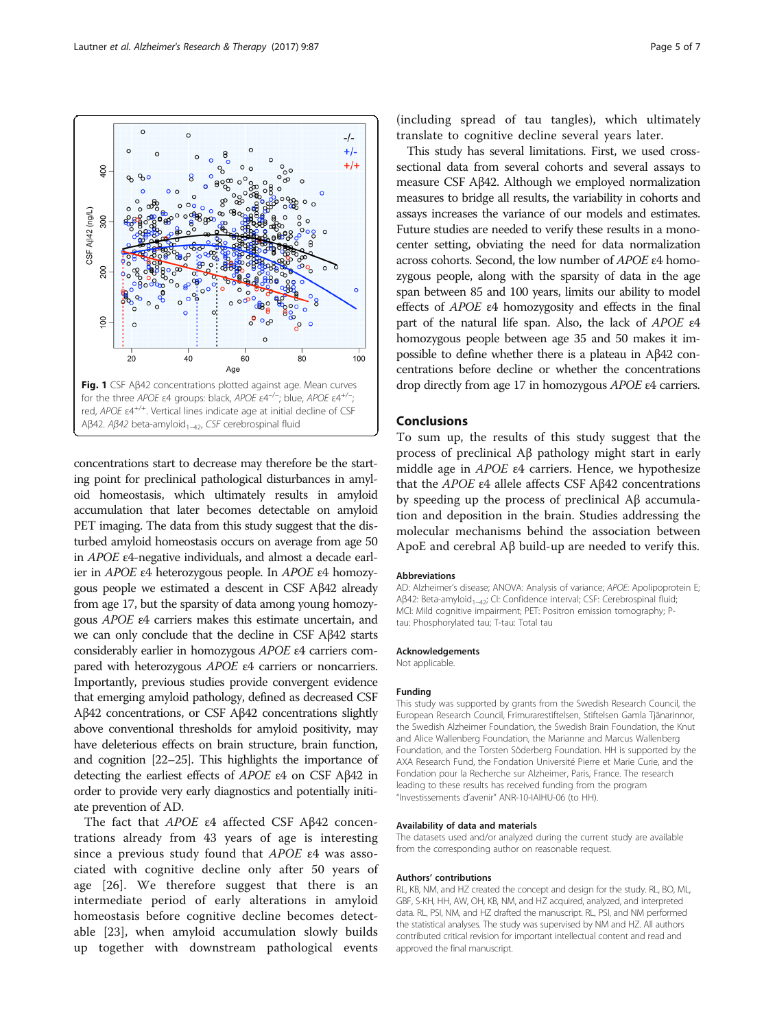CSF Aβ42 (ng/L)

400

300

200

100

20

40

60

80

100

Age

-/-

+/-

+/+

**Fig. 1** CSF Aβ42 concentrations plotted against age. Mean curves for the three *APOE* ε4 groups: black, *APOE* $ε4^{-/-}$; blue, *APOE* $ε4^{+/-}$; red, *APOE* $ε4^{+/+}$. Vertical lines indicate age at initial decline of CSF Aβ42. *Aβ42* beta-amyloid$_{1–42}$, *CSF* cerebrospinal fluid

concentrations start to decrease may therefore be the starting point for preclinical pathological disturbances in amyloid homeostasis, which ultimately results in amyloid accumulation that later becomes detectable on amyloid PET imaging. The data from this study suggest that the disturbed amyloid homeostasis occurs on average from age 50 in *APOE* ε4-negative individuals, and almost a decade earlier in *APOE* ε4 heterozygous people. In *APOE* ε4 homozygous people we estimated a descent in CSF Aβ42 already from age 17, but the sparsity of data among young homozygous *APOE* ε4 carriers makes this estimate uncertain, and we can only conclude that the decline in CSF Aβ42 starts considerably earlier in homozygous *APOE* ε4 carriers compared with heterozygous *APOE* ε4 carriers or noncarriers. Importantly, previous studies provide convergent evidence that emerging amyloid pathology, defined as decreased CSF Aβ42 concentrations, or CSF Aβ42 concentrations slightly above conventional thresholds for amyloid positivity, may have deleterious effects on brain structure, brain function, and cognition [22–25]. This highlights the importance of detecting the earliest effects of *APOE* ε4 on CSF Aβ42 in order to provide very early diagnostics and potentially initiate prevention of AD.

The fact that *APOE* ε4 affected CSF Aβ42 concentrations already from 43 years of age is interesting since a previous study found that *APOE* ε4 was associated with cognitive decline only after 50 years of age [26]. We therefore suggest that there is an intermediate period of early alterations in amyloid homeostasis before cognitive decline becomes detectable [23], when amyloid accumulation slowly builds up together with downstream pathological events (including spread of tau tangles), which ultimately translate to cognitive decline several years later.

This study has several limitations. First, we used cross-sectional data from several cohorts and several assays to measure CSF Aβ42. Although we employed normalization measures to bridge all results, the variability in cohorts and assays increases the variance of our models and estimates. Future studies are needed to verify these results in a mono-center setting, obviating the need for data normalization across cohorts. Second, the low number of *APOE* ε4 homozygous people, along with the sparsity of data in the age span between 85 and 100 years, limits our ability to model effects of *APOE* ε4 homozygosity and effects in the final part of the natural life span. Also, the lack of *APOE* ε4 homozygous people between age 35 and 50 makes it impossible to define whether there is a plateau in Aβ42 concentrations before decline or whether the concentrations drop directly from age 17 in homozygous *APOE* ε4 carriers.

## Conclusions

To sum up, the results of this study suggest that the process of preclinical Aβ pathology might start in early middle age in *APOE* ε4 carriers. Hence, we hypothesize that the *APOE* ε4 allele affects CSF Aβ42 concentrations by speeding up the process of preclinical Aβ accumulation and deposition in the brain. Studies addressing the molecular mechanisms behind the association between ApoE and cerebral Aβ build-up are needed to verify this.

#### Abbreviations

AD: Alzheimer's disease; ANOVA: Analysis of variance; *APOE*: Apolipoprotein E; Aβ42: Beta-amyloid$_{1–42}$; CI: Confidence interval; CSF: Cerebrospinal fluid; MCI: Mild cognitive impairment; PET: Positron emission tomography; P-tau: Phosphorylated tau; T-tau: Total tau

#### Acknowledgements

Not applicable.

#### Funding

This study was supported by grants from the Swedish Research Council, the European Research Council, Frimurarestiftelsen, Stiftelsen Gamla Tjänarinnor, the Swedish Alzheimer Foundation, the Swedish Brain Foundation, the Knut and Alice Wallenberg Foundation, the Marianne and Marcus Wallenberg Foundation, and the Torsten Söderberg Foundation. HH is supported by the AXA Research Fund, the Fondation Université Pierre et Marie Curie, and the Fondation pour la Recherche sur Alzheimer, Paris, France. The research leading to these results has received funding from the program "Investissements d'avenir" ANR-10-IAIHU-06 (to HH).

#### Availability of data and materials

The datasets used and/or analyzed during the current study are available from the corresponding author on reasonable request.

#### Authors' contributions

RL, KB, NM, and HZ created the concept and design for the study. RL, BO, ML, GBF, S-KH, HH, AW, OH, KB, NM, and HZ acquired, analyzed, and interpreted data. RL, PSI, NM, and HZ drafted the manuscript. RL, PSI, and NM performed the statistical analyses. The study was supervised by NM and HZ. All authors contributed critical revision for important intellectual content and read and approved the final manuscript.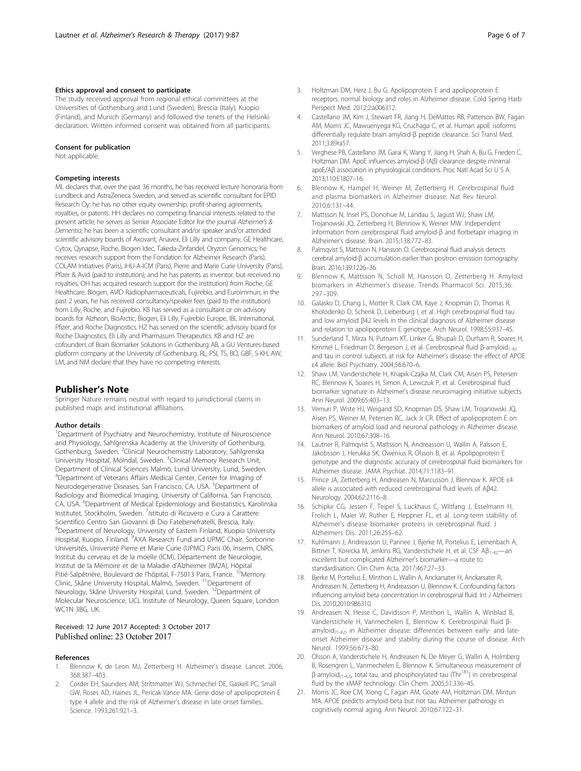#### Ethics approval and consent to participate

The study received approval from regional ethical committees at the Universities of Gothenburg and Lund (Sweden), Brescia (Italy), Kuopio (Finland), and Munich (Germany) and followed the tenets of the Helsinki declaration. Written informed consent was obtained from all participants.

#### Consent for publication

Not applicable.

#### Competing interests

ML declares that, over the past 36 months, he has received lecture honoraria from Lundbeck and AstraZeneca Sweden, and served as scientific consultant for EPID Research Oy; he has no other equity ownership, profit-sharing agreements, royalties, or patents. HH declares no competing financial interests related to the present article; he serves as Senior Associate Editor for the journal *Alzheimer's & Dementia*; he has been a scientific consultant and/or speaker and/or attended scientific advisory boards of Axovant, Anavex, Eli Lilly and company, GE Healthcare, Cytox, Qynapse, Roche, Biogen Idec, Takeda-Zinfandel, Oryzon Genomics; he receives research support from the Fondation for Alzheimer Research (Paris), COLAM Initiatives (Paris), IHU-A-ICM (Paris), Pierre and Marie Curie University (Paris), Pfizer & Avid (paid to institution); and he has patents as inventor, but received no royalties. OH has acquired research support (for the institution) from Roche, GE Healthcare, Biogen, AVID Radiopharmaceuticals, Fujirebio, and Euroimmun; in the past 2 years, he has received consultancy/speaker fees (paid to the institution) from Lilly, Roche, and Fujirebio. KB has served as a consultant or on advisory boards for Alzheon, BioArctic, Biogen, Eli Lilly, Fujirebio Europe, IBL International, Pfizer, and Roche Diagnostics. HZ has served on the scientific advisory board for Roche Diagnostics, Eli Lilly and Pharmasum Therapeutics. KB and HZ are cofounders of Brain Biomarker Solutions in Gothenburg AB, a GU Ventures-based platform company at the University of Gothenburg. RL, PSI, TS, BO, GBF, S-KH, AW, LM, and NM declare that they have no competing interests.

## Publisher's Note

Springer Nature remains neutral with regard to jurisdictional claims in published maps and institutional affiliations.

#### Author details

[1]Department of Psychiatry and Neurochemistry, Institute of Neuroscience and Physiology, Sahlgrenska Academy at the University of Gothenburg, Gothenburg, Sweden. [2]Clinical Neurochemistry Laboratory, Sahlgrenska University Hospital, Mölndal, Sweden. [3]Clinical Memory Research Unit, Department of Clinical Sciences Malmö, Lund University, Lund, Sweden. [4]Department of Veterans Affairs Medical Center, Center for Imaging of Neurodegenerative Diseases, San Francisco, CA, USA. [5]Department of Radiology and Biomedical Imaging, University of California, San Francisco, CA, USA. [6]Department of Medical Epidemiology and Biostatistics, Karolinska Institutet, Stockholm, Sweden. [7]Istituto di Ricovero e Cura a Carattere Scientifico Centro San Giovanni di Dio Fatebenefratelli, Brescia, Italy. [8]Department of Neurology, University of Eastern Finland, Kuopio University Hospital, Kuopio, Finland. [9]AXA Research Fund and UPMC Chair, Sorbonne Universités, Université Pierre et Marie Curie (UPMC) Paris 06, Inserm, CNRS, Institut du cerveau et de la moelle (ICM), Département de Neurologie, Institut de la Mémoire et de la Maladie d'Alzheimer (IM2A), Hôpital Pitié-Salpêtrière, Boulevard de l'hôpital, F-75013 Paris, France. [10]Memory Clinic, Skåne University Hospital, Malmö, Sweden. [11]Department of Neurology, Skåne University Hospital, Lund, Sweden. [12]Department of Molecular Neuroscience, UCL Institute of Neurology, Queen Square, London WC1N 3BG, UK.

Received: 12 June 2017 Accepted: 3 October 2017
Published online: 23 October 2017

#### References

1. Blennow K, de Leon MJ, Zetterberg H. Alzheimer's disease. Lancet. 2006; 368:387–403.
2. Corder EH, Saunders AM, Strittmatter WJ, Schmechel DE, Gaskell PC, Small GW, Roses AD, Haines JL, Pericak-Vance MA. Gene dose of apolipoprotein E type 4 allele and the risk of Alzheimer's disease in late onset families. Science. 1993;261:921–3.
3. Holtzman DM, Herz J, Bu G. Apolipoprotein E and apolipoprotein E receptors: normal biology and roles in Alzheimer disease. Cold Spring Harb Perspect Med. 2012;2:a006312.
4. Castellano JM, Kim J, Stewart FR, Jiang H, DeMattos RB, Patterson BW, Fagan AM, Morris JC, Mawuenyega KG, Cruchaga C, et al. Human apoE isoforms differentially regulate brain amyloid-β peptide clearance. Sci Transl Med. 2011;3:89ra57.
5. Verghese PB, Castellano JM, Garai K, Wang Y, Jiang H, Shah A, Bu G, Frieden C, Holtzman DM. ApoE influences amyloid-β (Aβ) clearance despite minimal apoE/Aβ association in physiological conditions. Proc Natl Acad Sci U S A. 2013;110:E1807–16.
6. Blennow K, Hampel H, Weiner M, Zetterberg H. Cerebrospinal fluid and plasma biomarkers in Alzheimer disease. Nat Rev Neurol. 2010;6:131–44.
7. Mattsson N, Insel PS, Donohue M, Landau S, Jagust WJ, Shaw LM, Trojanowski JQ, Zetterberg H, Blennow K, Weiner MW. Independent information from cerebrospinal fluid amyloid-β and florbetapir imaging in Alzheimer's disease. Brain. 2015;138:772–83.
8. Palmqvist S, Mattsson N, Hansson O. Cerebrospinal fluid analysis detects cerebral amyloid-β accumulation earlier than positron emission tomography. Brain. 2016;139:1226–36.
9. Blennow K, Mattsson N, Scholl M, Hansson O, Zetterberg H. Amyloid biomarkers in Alzheimer's disease. Trends Pharmacol Sci. 2015;36: 297–309.
10. Galasko D, Chang L, Motter R, Clark CM, Kaye J, Knopman D, Thomas R, Kholodenko D, Schenk D, Lieberburg I, et al. High cerebrospinal fluid tau and low amyloid β42 levels in the clinical diagnosis of Alzheimer disease and relation to apolipoprotein E genotype. Arch Neurol. 1998;55:937–45.
11. Sunderland T, Mirza N, Putnam KT, Linker G, Bhupali D, Durham R, Soares H, Kimmel L, Friedman D, Bergeson J, et al. Cerebrospinal fluid β-amyloid$_{1-42}$ and tau in control subjects at risk for Alzheimer's disease: the effect of APOE ε4 allele. Biol Psychiatry. 2004;56:670–6.
12. Shaw LM, Vanderstichele H, Knapik-Czajka M, Clark CM, Aisen PS, Petersen RC, Blennow K, Soares H, Simon A, Lewczuk P, et al. Cerebrospinal fluid biomarker signature in Alzheimer's disease neuroimaging initiative subjects. Ann Neurol. 2009;65:403–13.
13. Vemuri P, Wiste HJ, Weigand SD, Knopman DS, Shaw LM, Trojanowski JQ, Aisen PS, Weiner M, Petersen RC, Jack Jr CR. Effect of apolipoprotein E on biomarkers of amyloid load and neuronal pathology in Alzheimer disease. Ann Neurol. 2010;67:308–16.
14. Lautner R, Palmqvist S, Mattsson N, Andreasson U, Wallin A, Palsson E, Jakobsson J, Herukka SK, Owenius R, Olsson B, et al. Apolipoprotein E genotype and the diagnostic accuracy of cerebrospinal fluid biomarkers for Alzheimer disease. JAMA Psychiat. 2014;71:1183–91.
15. Prince JA, Zetterberg H, Andreasen N, Marcusson J, Blennow K. APOE ε4 allele is associated with reduced cerebrospinal fluid levels of Aβ42. Neurology. 2004;62:2116–8.
16. Schipke CG, Jessen F, Teipel S, Luckhaus C, Wiltfang J, Esselmann H, Frolich L, Maier W, Ruther E, Heppner FL, et al. Long-term stability of Alzheimer's disease biomarker proteins in cerebrospinal fluid. J Alzheimers Dis. 2011;26:255–62.
17. Kuhlmann J, Andreasson U, Pannee J, Bjerke M, Portelius E, Leinenbach A, Bittner T, Korecka M, Jenkins RG, Vanderstichele H, et al. CSF Aβ$_{1-42}$—an excellent but complicated Alzheimer's biomarker—a route to standardisation. Clin Chim Acta. 2017;467:27–33.
18. Bjerke M, Portelius E, Minthon L, Wallin A, Anckarsater H, Anckarsater R, Andreasen N, Zetterberg H, Andreasson U, Blennow K. Confounding factors influencing amyloid beta concentration in cerebrospinal fluid. Int J Alzheimers Dis. 2010;2010:986310.
19. Andreasen N, Hesse C, Davidsson P, Minthon L, Wallin A, Winblad B, Vanderstichele H, Vanmechelen E, Blennow K. Cerebrospinal fluid β-amyloid$_{(1-42)}$ in Alzheimer disease: differences between early- and late-onset Alzheimer disease and stability during the course of disease. Arch Neurol. 1999;56:673–80.
20. Olsson A, Vanderstichele H, Andreasen N, De Meyer G, Wallin A, Holmberg B, Rosengren L, Vanmechelen E, Blennow K. Simultaneous measurement of β-amyloid$_{(1-42)}$, total tau, and phosphorylated tau (Thr$^{181}$) in cerebrospinal fluid by the xMAP technology. Clin Chem. 2005;51:336–45.
21. Morris JC, Roe CM, Xiong C, Fagan AM, Goate AM, Holtzman DM, Mintun MA. APOE predicts amyloid-beta but not tau Alzheimer pathology in cognitively normal aging. Ann Neurol. 2010;67:122–31.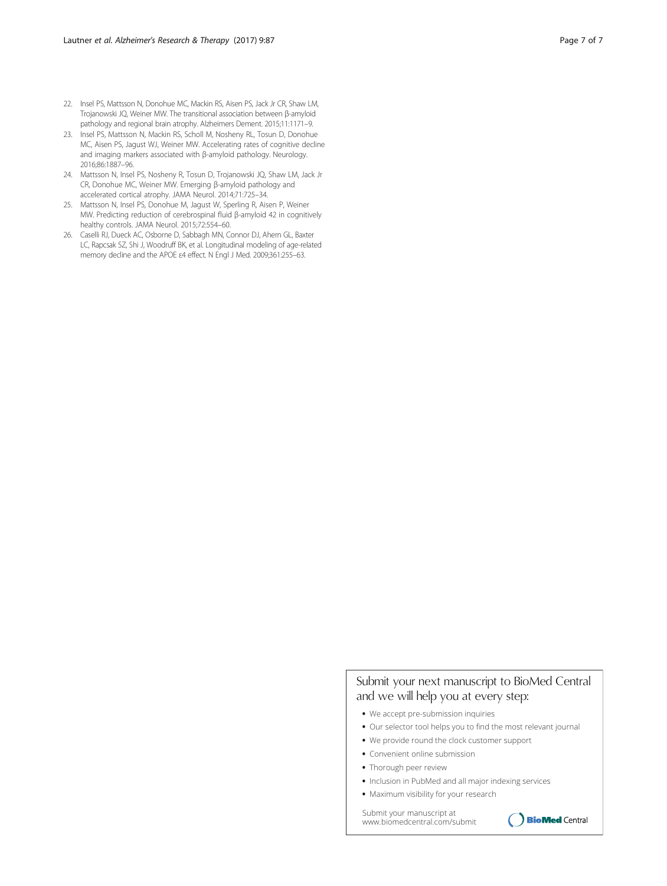22. Insel PS, Mattsson N, Donohue MC, Mackin RS, Aisen PS, Jack Jr CR, Shaw LM, Trojanowski JQ, Weiner MW. The transitional association between β-amyloid pathology and regional brain atrophy. Alzheimers Dement. 2015;11:1171–9.
23. Insel PS, Mattsson N, Mackin RS, Scholl M, Nosheny RL, Tosun D, Donohue MC, Aisen PS, Jagust WJ, Weiner MW. Accelerating rates of cognitive decline and imaging markers associated with β-amyloid pathology. Neurology. 2016;86:1887–96.
24. Mattsson N, Insel PS, Nosheny R, Tosun D, Trojanowski JQ, Shaw LM, Jack Jr CR, Donohue MC, Weiner MW. Emerging β-amyloid pathology and accelerated cortical atrophy. JAMA Neurol. 2014;71:725–34.
25. Mattsson N, Insel PS, Donohue M, Jagust W, Sperling R, Aisen P, Weiner MW. Predicting reduction of cerebrospinal fluid β-amyloid 42 in cognitively healthy controls. JAMA Neurol. 2015;72:554–60.
26. Caselli RJ, Dueck AC, Osborne D, Sabbagh MN, Connor DJ, Ahern GL, Baxter LC, Rapcsak SZ, Shi J, Woodruff BK, et al. Longitudinal modeling of age-related memory decline and the APOE ε4 effect. N Engl J Med. 2009;361:255–63.

Submit your next manuscript to BioMed Central and we will help you at every step:

- We accept pre-submission inquiries
- Our selector tool helps you to find the most relevant journal
- We provide round the clock customer support
- Convenient online submission
- Thorough peer review
- Inclusion in PubMed and all major indexing services
- Maximum visibility for your research

Submit your manuscript at www.biomedcentral.com/submit

BioMed Central